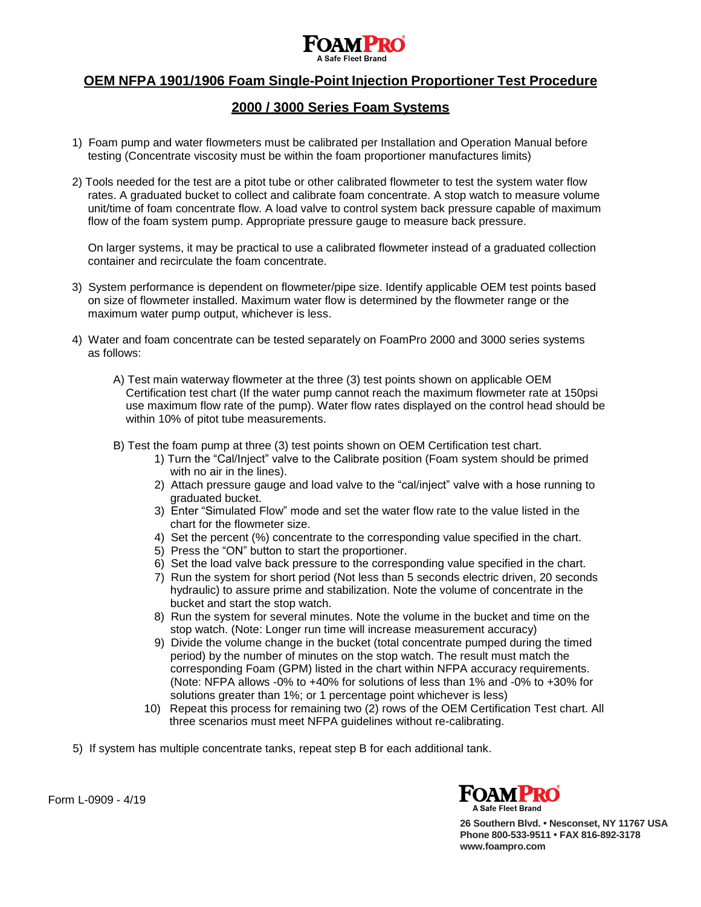FOAMPRO
A Safe Fleet Brand

# OEM NFPA 1901/1906 Foam Single-Point Injection Proportioner Test Procedure

## 2000 / 3000 Series Foam Systems

1) Foam pump and water flowmeters must be calibrated per Installation and Operation Manual before testing (Concentrate viscosity must be within the foam proportioner manufactures limits)

2) Tools needed for the test are a pitot tube or other calibrated flowmeter to test the system water flow rates. A graduated bucket to collect and calibrate foam concentrate. A stop watch to measure volume unit/time of foam concentrate flow. A load valve to control system back pressure capable of maximum flow of the foam system pump. Appropriate pressure gauge to measure back pressure.

   On larger systems, it may be practical to use a calibrated flowmeter instead of a graduated collection container and recirculate the foam concentrate.

3) System performance is dependent on flowmeter/pipe size. Identify applicable OEM test points based on size of flowmeter installed. Maximum water flow is determined by the flowmeter range or the maximum water pump output, whichever is less.

4) Water and foam concentrate can be tested separately on FoamPro 2000 and 3000 series systems as follows:

   A) Test main waterway flowmeter at the three (3) test points shown on applicable OEM Certification test chart (If the water pump cannot reach the maximum flowmeter rate at 150psi use maximum flow rate of the pump). Water flow rates displayed on the control head should be within 10% of pitot tube measurements.

   B) Test the foam pump at three (3) test points shown on OEM Certification test chart.
      1) Turn the “Cal/Inject” valve to the Calibrate position (Foam system should be primed with no air in the lines).
      2) Attach pressure gauge and load valve to the “cal/inject” valve with a hose running to graduated bucket.
      3) Enter “Simulated Flow” mode and set the water flow rate to the value listed in the chart for the flowmeter size.
      4) Set the percent (%) concentrate to the corresponding value specified in the chart.
      5) Press the “ON” button to start the proportioner.
      6) Set the load valve back pressure to the corresponding value specified in the chart.
      7) Run the system for short period (Not less than 5 seconds electric driven, 20 seconds hydraulic) to assure prime and stabilization. Note the volume of concentrate in the bucket and start the stop watch.
      8) Run the system for several minutes. Note the volume in the bucket and time on the stop watch. (Note: Longer run time will increase measurement accuracy)
      9) Divide the volume change in the bucket (total concentrate pumped during the timed period) by the number of minutes on the stop watch. The result must match the corresponding Foam (GPM) listed in the chart within NFPA accuracy requirements. (Note: NFPA allows -0% to +40% for solutions of less than 1% and -0% to +30% for solutions greater than 1%; or 1 percentage point whichever is less)
      10) Repeat this process for remaining two (2) rows of the OEM Certification Test chart. All three scenarios must meet NFPA guidelines without re-calibrating.

5) If system has multiple concentrate tanks, repeat step B for each additional tank.

Form L-0909 - 4/19

FOAMPRO
A Safe Fleet Brand

26 Southern Blvd. • Nesconset, NY 11767 USA
Phone 800-533-9511 • FAX 816-892-3178
www.foampro.com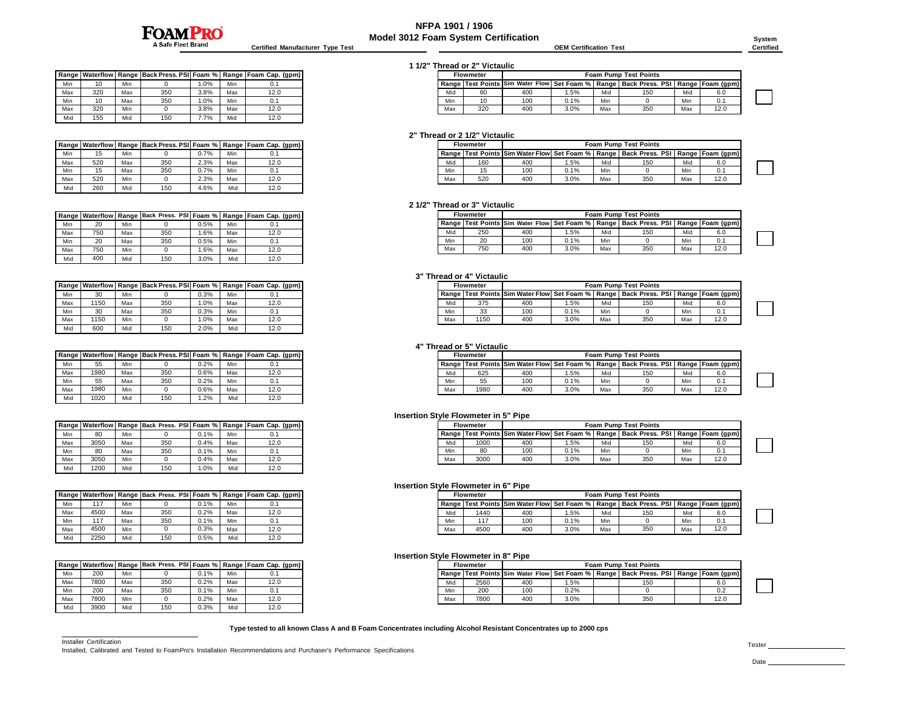**FOAMPRO**
A Safe Fleet Brand

# NFPA 1901 / 1906
## Model 3012 Foam System Certification

Certified Manufacturer Type Test

OEM Certification Test

System Certified

### 1 1/2" Thread or 2" Victaulic

| Range | Waterflow | Range | Back Press. PSI | Foam % | Range | Foam Cap. (gpm) |
|---|---|---|---|---|---|---|
| Min | 10 | Min | 0 | 1.0% | Min | 0.1 |
| Max | 320 | Max | 350 | 3.8% | Max | 12.0 |
| Min | 10 | Max | 350 | 1.0% | Min | 0.1 |
| Max | 320 | Min | 0 | 3.8% | Max | 12.0 |
| Mid | 155 | Mid | 150 | 7.7% | Mid | 12.0 |

| Flowmeter | | Foam Pump Test Points | | | | | |
|---|---|---|---|---|---|---|---|
| Range | Test Points | Sim Water Flow | Set Foam % | Range | Back Press. PSI | Range | Foam (gpm) |
| Mid | 60 | 400 | 1.5% | Mid | 150 | Mid | 6.0 |
| Min | 10 | 100 | 0.1% | Min | 0 | Min | 0.1 |
| Max | 320 | 400 | 3.0% | Max | 350 | Max | 12.0 |

☐

### 2" Thread or 2 1/2" Victaulic

| Range | Waterflow | Range | Back Press. PSI | Foam % | Range | Foam Cap. (gpm) |
|---|---|---|---|---|---|---|
| Min | 15 | Min | 0 | 0.7% | Min | 0.1 |
| Max | 520 | Max | 350 | 2.3% | Max | 12.0 |
| Min | 15 | Max | 350 | 0.7% | Min | 0.1 |
| Max | 520 | Min | 0 | 2.3% | Max | 12.0 |
| Mid | 260 | Mid | 150 | 4.6% | Mid | 12.0 |

| Flowmeter | | Foam Pump Test Points | | | | | |
|---|---|---|---|---|---|---|---|
| Range | Test Points | Sim Water Flow | Set Foam % | Range | Back Press. PSI | Range | Foam (gpm) |
| Mid | 160 | 400 | 1.5% | Mid | 150 | Mid | 6.0 |
| Min | 15 | 100 | 0.1% | Min | 0 | Min | 0.1 |
| Max | 520 | 400 | 3.0% | Max | 350 | Max | 12.0 |

☐

### 2 1/2" Thread or 3" Victaulic

| Range | Waterflow | Range | Back Press. PSI | Foam % | Range | Foam Cap. (gpm) |
|---|---|---|---|---|---|---|
| Min | 20 | Min | 0 | 0.5% | Min | 0.1 |
| Max | 750 | Max | 350 | 1.6% | Max | 12.0 |
| Min | 20 | Max | 350 | 0.5% | Min | 0.1 |
| Max | 750 | Min | 0 | 1.6% | Max | 12.0 |
| Mid | 400 | Mid | 150 | 3.0% | Mid | 12.0 |

| Flowmeter | | Foam Pump Test Points | | | | | |
|---|---|---|---|---|---|---|---|
| Range | Test Points | Sim Water Flow | Set Foam % | Range | Back Press. PSI | Range | Foam (gpm) |
| Mid | 250 | 400 | 1.5% | Mid | 150 | Mid | 6.0 |
| Min | 20 | 100 | 0.1% | Min | 0 | Min | 0.1 |
| Max | 750 | 400 | 3.0% | Max | 350 | Max | 12.0 |

☐

### 3" Thread or 4" Victaulic

| Range | Waterflow | Range | Back Press. PSI | Foam % | Range | Foam Cap. (gpm) |
|---|---|---|---|---|---|---|
| Min | 30 | Min | 0 | 0.3% | Min | 0.1 |
| Max | 1150 | Max | 350 | 1.0% | Max | 12.0 |
| Min | 30 | Max | 350 | 0.3% | Min | 0.1 |
| Max | 1150 | Min | 0 | 1.0% | Max | 12.0 |
| Mid | 600 | Mid | 150 | 2.0% | Mid | 12.0 |

| Flowmeter | | Foam Pump Test Points | | | | | |
|---|---|---|---|---|---|---|---|
| Range | Test Points | Sim Water Flow | Set Foam % | Range | Back Press. PSI | Range | Foam (gpm) |
| Mid | 375 | 400 | 1.5% | Mid | 150 | Mid | 6.0 |
| Min | 33 | 100 | 0.1% | Min | 0 | Min | 0.1 |
| Max | 1150 | 400 | 3.0% | Max | 350 | Max | 12.0 |

☐

### 4" Thread or 5" Victaulic

| Range | Waterflow | Range | Back Press. PSI | Foam % | Range | Foam Cap. (gpm) |
|---|---|---|---|---|---|---|
| Min | 55 | Min | 0 | 0.2% | Min | 0.1 |
| Max | 1980 | Max | 350 | 0.6% | Max | 12.0 |
| Min | 55 | Max | 350 | 0.2% | Min | 0.1 |
| Max | 1980 | Min | 0 | 0.6% | Max | 12.0 |
| Mid | 1020 | Mid | 150 | 1.2% | Mid | 12.0 |

| Flowmeter | | Foam Pump Test Points | | | | | |
|---|---|---|---|---|---|---|---|
| Range | Test Points | Sim Water Flow | Set Foam % | Range | Back Press. PSI | Range | Foam (gpm) |
| Mid | 625 | 400 | 1.5% | Mid | 150 | Mid | 6.0 |
| Min | 55 | 100 | 0.1% | Min | 0 | Min | 0.1 |
| Max | 1980 | 400 | 3.0% | Max | 350 | Max | 12.0 |

☐

### Insertion Style Flowmeter in 5" Pipe

| Range | Waterflow | Range | Back Press. PSI | Foam % | Range | Foam Cap. (gpm) |
|---|---|---|---|---|---|---|
| Min | 80 | Min | 0 | 0.1% | Min | 0.1 |
| Max | 3050 | Max | 350 | 0.4% | Max | 12.0 |
| Min | 80 | Max | 350 | 0.1% | Min | 0.1 |
| Max | 3050 | Min | 0 | 0.4% | Max | 12.0 |
| Mid | 1200 | Mid | 150 | 1.0% | Mid | 12.0 |

| Flowmeter | | Foam Pump Test Points | | | | | |
|---|---|---|---|---|---|---|---|
| Range | Test Points | Sim Water Flow | Set Foam % | Range | Back Press. PSI | Range | Foam (gpm) |
| Mid | 1000 | 400 | 1.5% | Mid | 150 | Mid | 6.0 |
| Min | 80 | 100 | 0.1% | Min | 0 | Min | 0.1 |
| Max | 3000 | 400 | 3.0% | Max | 350 | Max | 12.0 |

☐

### Insertion Style Flowmeter in 6" Pipe

| Range | Waterflow | Range | Back Press. PSI | Foam % | Range | Foam Cap. (gpm) |
|---|---|---|---|---|---|---|
| Min | 117 | Min | 0 | 0.1% | Min | 0.1 |
| Max | 4500 | Max | 350 | 0.2% | Max | 12.0 |
| Min | 117 | Max | 350 | 0.1% | Min | 0.1 |
| Max | 4500 | Min | 0 | 0.3% | Max | 12.0 |
| Mid | 2250 | Mid | 150 | 0.5% | Mid | 12.0 |

| Flowmeter | | Foam Pump Test Points | | | | | |
|---|---|---|---|---|---|---|---|
| Range | Test Points | Sim Water Flow | Set Foam % | Range | Back Press. PSI | Range | Foam (gpm) |
| Mid | 1440 | 400 | 1.5% | Mid | 150 | Mid | 6.0 |
| Min | 117 | 100 | 0.1% | Min | 0 | Min | 0.1 |
| Max | 4500 | 400 | 3.0% | Max | 350 | Max | 12.0 |

☐

### Insertion Style Flowmeter in 8" Pipe

| Range | Waterflow | Range | Back Press. PSI | Foam % | Range | Foam Cap. (gpm) |
|---|---|---|---|---|---|---|
| Min | 200 | Min | 0 | 0.1% | Min | 0.1 |
| Max | 7800 | Max | 350 | 0.2% | Max | 12.0 |
| Min | 200 | Max | 350 | 0.1% | Min | 0.1 |
| Max | 7800 | Min | 0 | 0.2% | Max | 12.0 |
| Mid | 3900 | Mid | 150 | 0.3% | Mid | 12.0 |

| Flowmeter | | Foam Pump Test Points | | | | | |
|---|---|---|---|---|---|---|---|
| Range | Test Points | Sim Water Flow | Set Foam % | Range | Back Press. PSI | Range | Foam (gpm) |
| Mid | 2560 | 400 | 1.5% | | 150 | | 6.0 |
| Min | 200 | 100 | 0.2% | | 0 | | 0.2 |
| Max | 7800 | 400 | 3.0% | | 350 | | 12.0 |

☐

**Type tested to all known Class A and B Foam Concentrates including Alcohol Resistant Concentrates up to 2000 cps**

Installer Certification

Installed, Calibrated and Tested to FoamPro's Installation Recommendations and Purchaser's Performance Specifications

Tester ____________________

Date ____________________